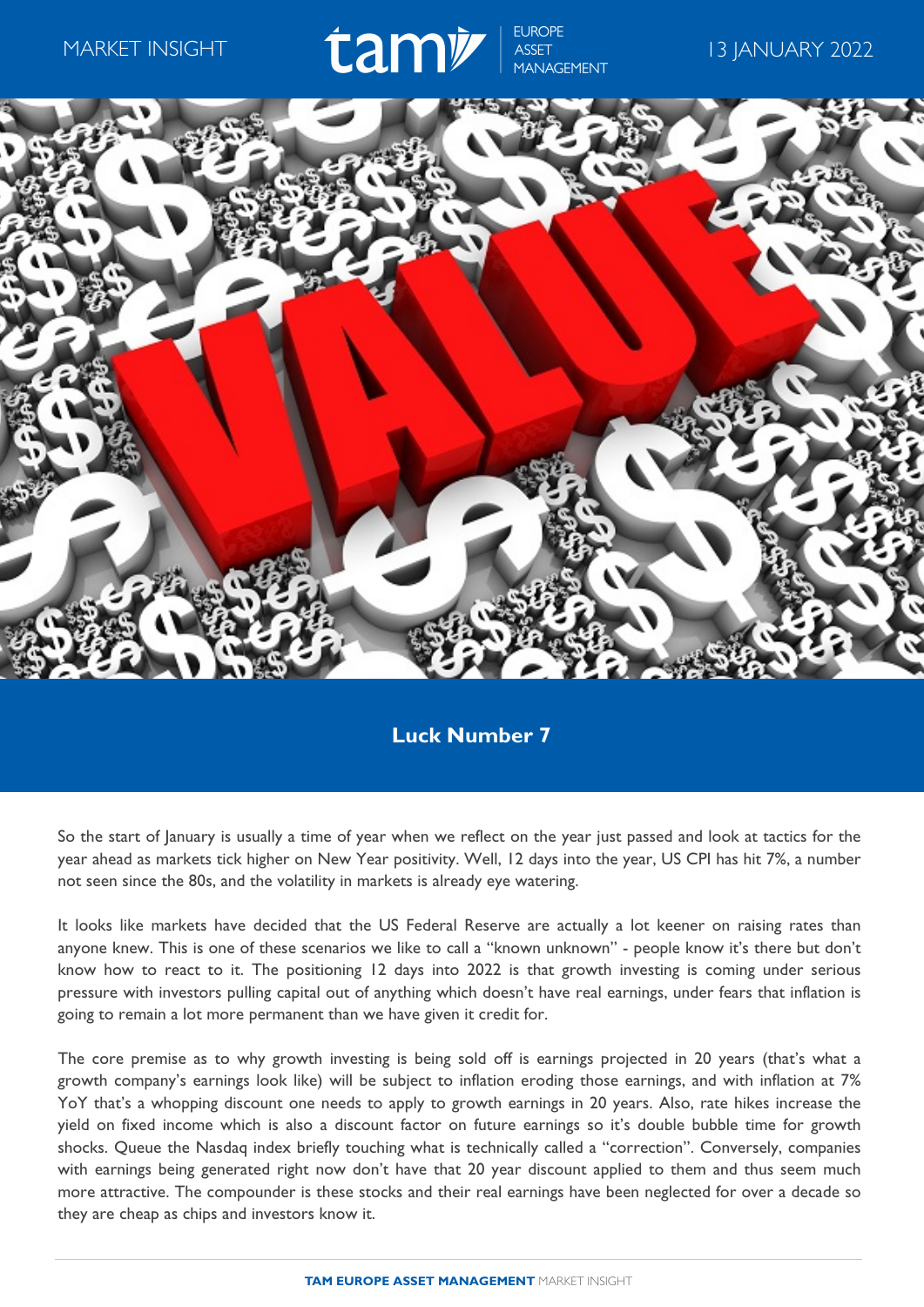MARKET INSIGHT

13 JANUARY 2022

## Luck Number 7

So the start of January is usually a time of year when we reflect on the year just passed and look at tactics for the year ahead as markets tick higher on New Year positivity. Well, 12 days into the year, US CPI has hit 7%, a number not seen since the 80s, and the volatility in markets is already eye watering.

It looks like markets have decided that the US Federal Reserve are actually a lot keener on raising rates than anyone knew. This is one of these scenarios we like to call a "known unknown" - people know it's there but don't know how to react to it. The positioning 12 days into 2022 is that growth investing is coming under serious pressure with investors pulling capital out of anything which doesn't have real earnings, under fears that inflation is going to remain a lot more permanent than we have given it credit for.

The core premise as to why growth investing is being sold off is earnings projected in 20 years (that's what a growth company's earnings look like) will be subject to inflation eroding those earnings, and with inflation at 7% YoY that's a whopping discount one needs to apply to growth earnings in 20 years. Also, rate hikes increase the yield on fixed income which is also a discount factor on future earnings so it's double bubble time for growth shocks. Queue the Nasdaq index briefly touching what is technically called a "correction". Conversely, companies with earnings being generated right now don't have that 20 year discount applied to them and thus seem much more attractive. The compounder is these stocks and their real earnings have been neglected for over a decade so they are cheap as chips and investors know it.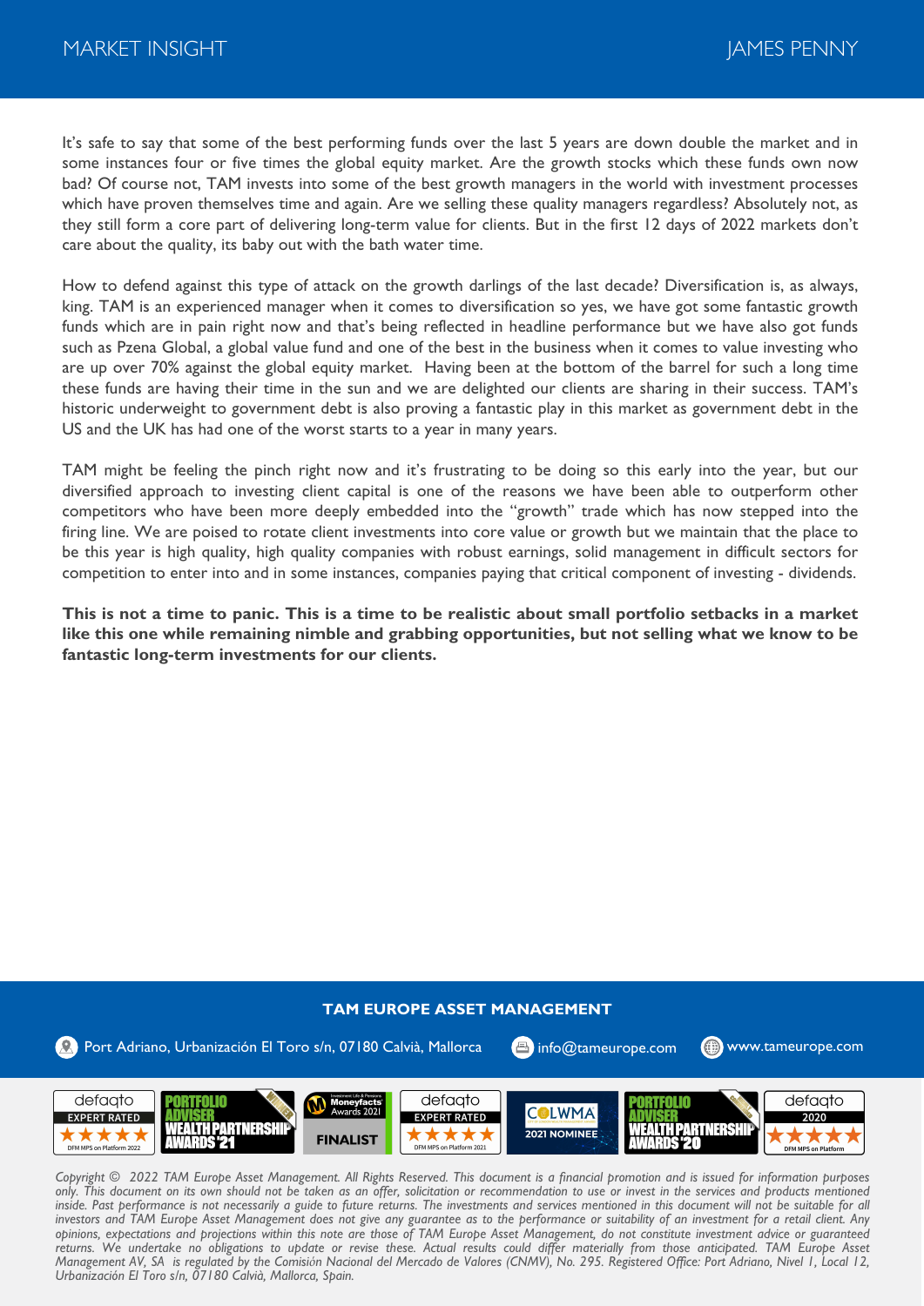It's safe to say that some of the best performing funds over the last 5 years are down double the market and in some instances four or five times the global equity market. Are the growth stocks which these funds own now bad? Of course not, TAM invests into some of the best growth managers in the world with investment processes which have proven themselves time and again. Are we selling these quality managers regardless? Absolutely not, as they still form a core part of delivering long-term value for clients. But in the first 12 days of 2022 markets don't care about the quality, its baby out with the bath water time.

How to defend against this type of attack on the growth darlings of the last decade? Diversification is, as always, king. TAM is an experienced manager when it comes to diversification so yes, we have got some fantastic growth funds which are in pain right now and that's being reflected in headline performance but we have also got funds such as Pzena Global, a global value fund and one of the best in the business when it comes to value investing who are up over 70% against the global equity market. Having been at the bottom of the barrel for such a long time these funds are having their time in the sun and we are delighted our clients are sharing in their success. TAM's historic underweight to government debt is also proving a fantastic play in this market as government debt in the US and the UK has had one of the worst starts to a year in many years.

TAM might be feeling the pinch right now and it's frustrating to be doing so this early into the year, but our diversified approach to investing client capital is one of the reasons we have been able to outperform other competitors who have been more deeply embedded into the "growth" trade which has now stepped into the firing line. We are poised to rotate client investments into core value or growth but we maintain that the place to be this year is high quality, high quality companies with robust earnings, solid management in difficult sectors for competition to enter into and in some instances, companies paying that critical component of investing - dividends.

**This is not a time to panic. This is a time to be realistic about small portfolio setbacks in a market like this one while remaining nimble and grabbing opportunities, but not selling what we know to be fantastic long-term investments for our clients.**

**TAM EUROPE ASSET MANAGEMENT**

Port Adriano, Urbanización El Toro s/n, 07180 Calvià, Mallorca | info@tameurope.com | www.tameurope.com

*Copyright © 2022 TAM Europe Asset Management. All Rights Reserved. This document is a financial promotion and is issued for information purposes only. This document on its own should not be taken as an offer, solicitation or recommendation to use or invest in the services and products mentioned inside. Past performance is not necessarily a guide to future returns. The investments and services mentioned in this document will not be suitable for all investors and TAM Europe Asset Management does not give any guarantee as to the performance or suitability of an investment for a retail client. Any opinions, expectations and projections within this note are those of TAM Europe Asset Management, do not constitute investment advice or guaranteed returns. We undertake no obligations to update or revise these. Actual results could differ materially from those anticipated. TAM Europe Asset Management AV, SA is regulated by the Comisión Nacional del Mercado de Valores (CNMV), No. 295. Registered Office: Port Adriano, Nivel 1, Local 12, Urbanización El Toro s/n, 07180 Calvià, Mallorca, Spain.*